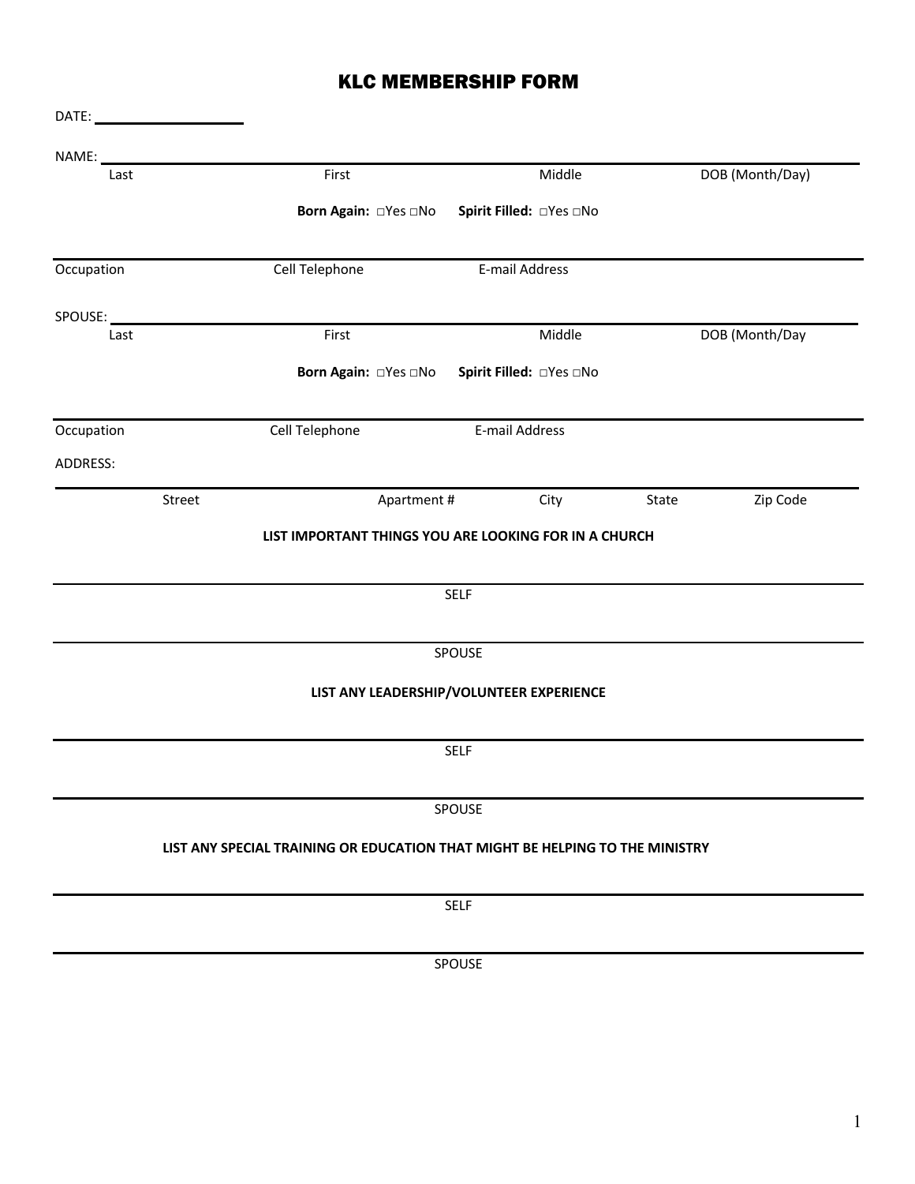# KLC MEMBERSHIP FORM

DATE: ____________________

NAME: ________________________________________________________________

Last | First | Middle | DOB (Month/Day)

**Born Again:** □Yes □No **Spirit Filled:** □Yes □No

________________________________________________________________

Occupation | Cell Telephone | E-mail Address

SPOUSE: ________________________________________________________________

Last | First | Middle | DOB (Month/Day

**Born Again:** □Yes □No **Spirit Filled:** □Yes □No

________________________________________________________________

Occupation | Cell Telephone | E-mail Address

ADDRESS:

________________________________________________________________

Street | Apartment # | City | State | Zip Code

**LIST IMPORTANT THINGS YOU ARE LOOKING FOR IN A CHURCH**

________________________________________________________________

SELF

________________________________________________________________

SPOUSE

**LIST ANY LEADERSHIP/VOLUNTEER EXPERIENCE**

________________________________________________________________

SELF

________________________________________________________________

SPOUSE

**LIST ANY SPECIAL TRAINING OR EDUCATION THAT MIGHT BE HELPING TO THE MINISTRY**

________________________________________________________________

SELF

________________________________________________________________

SPOUSE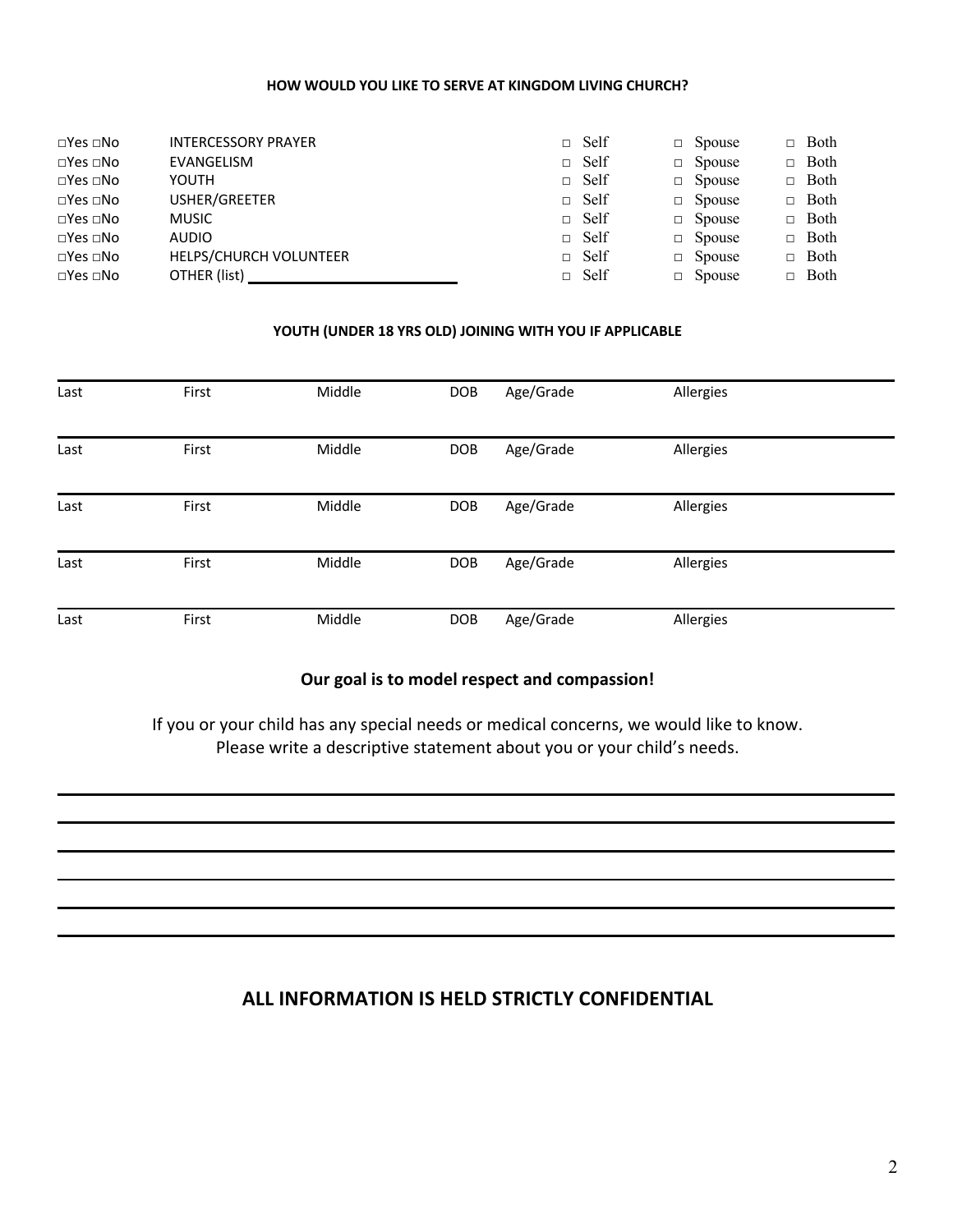### HOW WOULD YOU LIKE TO SERVE AT KINGDOM LIVING CHURCH?

| | | | | |
|---|---|---|---|---|
| □Yes □No | INTERCESSORY PRAYER | □ Self | □ Spouse | □ Both |
| □Yes □No | EVANGELISM | □ Self | □ Spouse | □ Both |
| □Yes □No | YOUTH | □ Self | □ Spouse | □ Both |
| □Yes □No | USHER/GREETER | □ Self | □ Spouse | □ Both |
| □Yes □No | MUSIC | □ Self | □ Spouse | □ Both |
| □Yes □No | AUDIO | □ Self | □ Spouse | □ Both |
| □Yes □No | HELPS/CHURCH VOLUNTEER | □ Self | □ Spouse | □ Both |
| □Yes □No | OTHER (list) ______________________ | □ Self | □ Spouse | □ Both |

### YOUTH (UNDER 18 YRS OLD) JOINING WITH YOU IF APPLICABLE

| | | | | | |
|---|---|---|---|---|---|
| Last | First | Middle | DOB | Age/Grade | Allergies |
| Last | First | Middle | DOB | Age/Grade | Allergies |
| Last | First | Middle | DOB | Age/Grade | Allergies |
| Last | First | Middle | DOB | Age/Grade | Allergies |
| Last | First | Middle | DOB | Age/Grade | Allergies |

**Our goal is to model respect and compassion!**

If you or your child has any special needs or medical concerns, we would like to know.
Please write a descriptive statement about you or your child's needs.

_______________________________________________

_______________________________________________

_______________________________________________

_______________________________________________

_______________________________________________

_______________________________________________

## ALL INFORMATION IS HELD STRICTLY CONFIDENTIAL